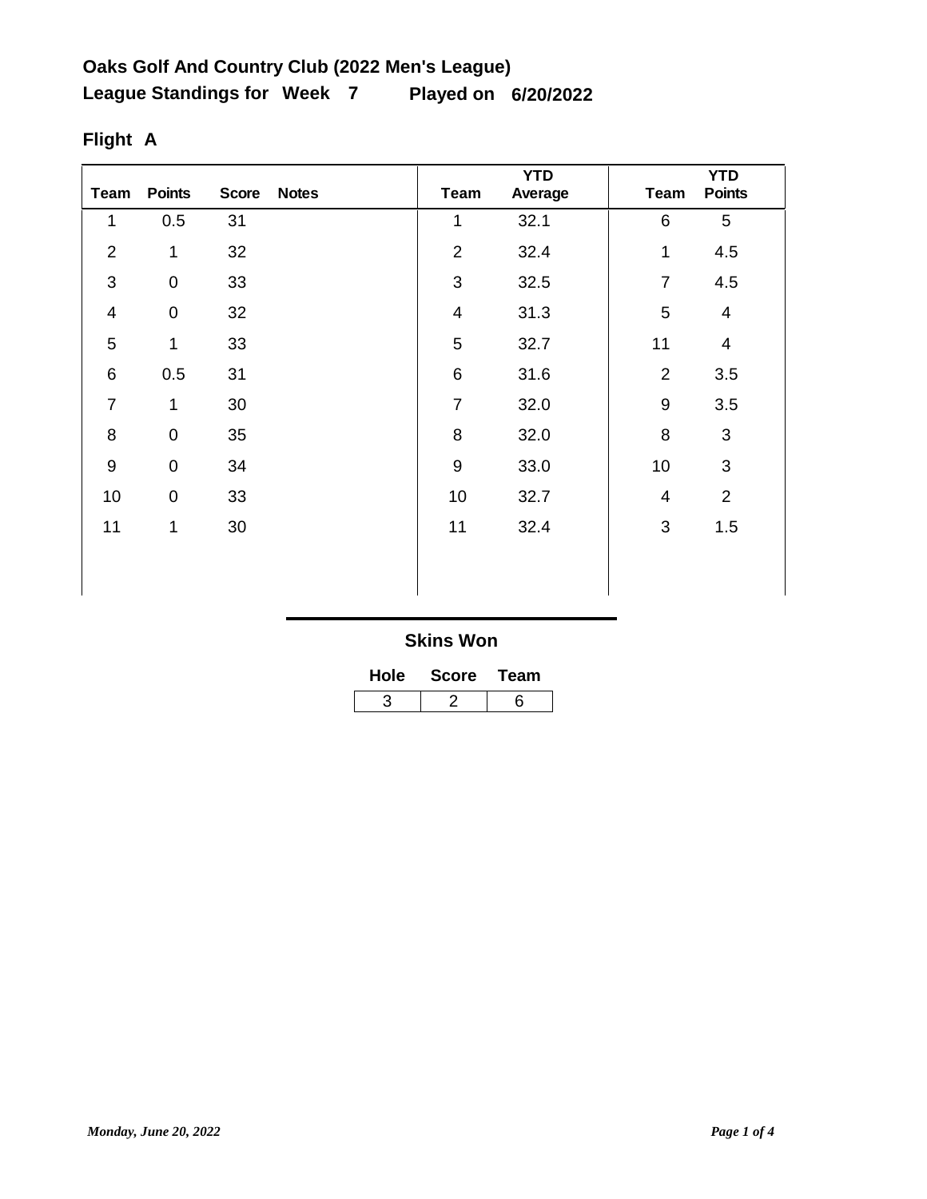# Oaks Golf And Country Club (2022 Men's League)

## League Standings for Week 7 Played on 6/20/2022

### Flight A

| Team | Points | Score | Notes | Team | YTD Average | Team | YTD Points |
|---|---|---|---|---|---|---|---|
| 1 | 0.5 | 31 | | 1 | 32.1 | 6 | 5 |
| 2 | 1 | 32 | | 2 | 32.4 | 1 | 4.5 |
| 3 | 0 | 33 | | 3 | 32.5 | 7 | 4.5 |
| 4 | 0 | 32 | | 4 | 31.3 | 5 | 4 |
| 5 | 1 | 33 | | 5 | 32.7 | 11 | 4 |
| 6 | 0.5 | 31 | | 6 | 31.6 | 2 | 3.5 |
| 7 | 1 | 30 | | 7 | 32.0 | 9 | 3.5 |
| 8 | 0 | 35 | | 8 | 32.0 | 8 | 3 |
| 9 | 0 | 34 | | 9 | 33.0 | 10 | 3 |
| 10 | 0 | 33 | | 10 | 32.7 | 4 | 2 |
| 11 | 1 | 30 | | 11 | 32.4 | 3 | 1.5 |

### Skins Won

| Hole | Score | Team |
|---|---|---|
| 3 | 2 | 6 |

*Monday, June 20, 2022*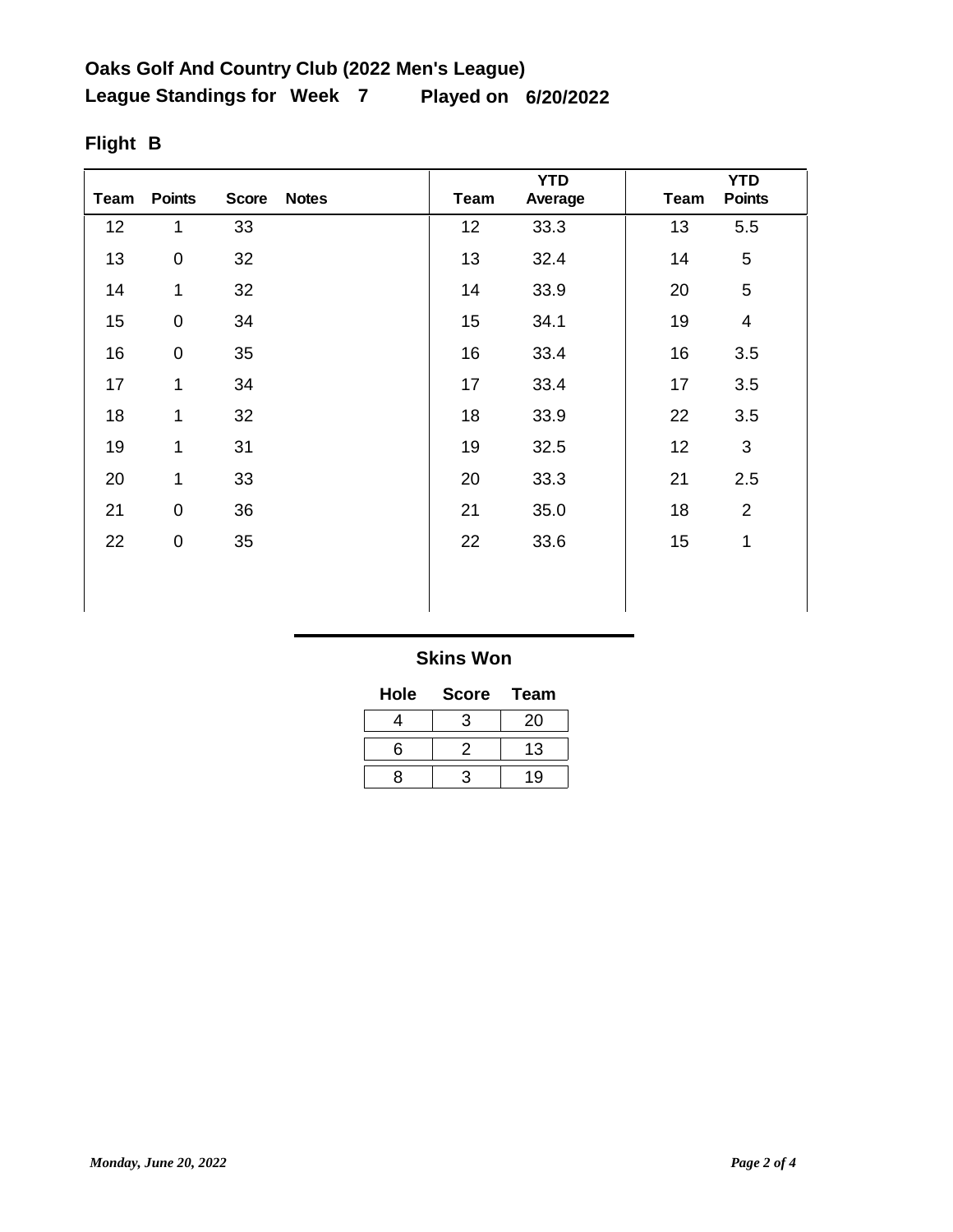# Oaks Golf And Country Club (2022 Men's League)

## League Standings for Week 7 Played on 6/20/2022

### Flight B

| Team | Points | Score | Notes | Team | YTD Average | Team | YTD Points |
|---|---|---|---|---|---|---|---|
| 12 | 1 | 33 | | 12 | 33.3 | 13 | 5.5 |
| 13 | 0 | 32 | | 13 | 32.4 | 14 | 5 |
| 14 | 1 | 32 | | 14 | 33.9 | 20 | 5 |
| 15 | 0 | 34 | | 15 | 34.1 | 19 | 4 |
| 16 | 0 | 35 | | 16 | 33.4 | 16 | 3.5 |
| 17 | 1 | 34 | | 17 | 33.4 | 17 | 3.5 |
| 18 | 1 | 32 | | 18 | 33.9 | 22 | 3.5 |
| 19 | 1 | 31 | | 19 | 32.5 | 12 | 3 |
| 20 | 1 | 33 | | 20 | 33.3 | 21 | 2.5 |
| 21 | 0 | 36 | | 21 | 35.0 | 18 | 2 |
| 22 | 0 | 35 | | 22 | 33.6 | 15 | 1 |

### Skins Won

| Hole | Score | Team |
|---|---|---|
| 4 | 3 | 20 |
| 6 | 2 | 13 |
| 8 | 3 | 19 |

*Monday, June 20, 2022*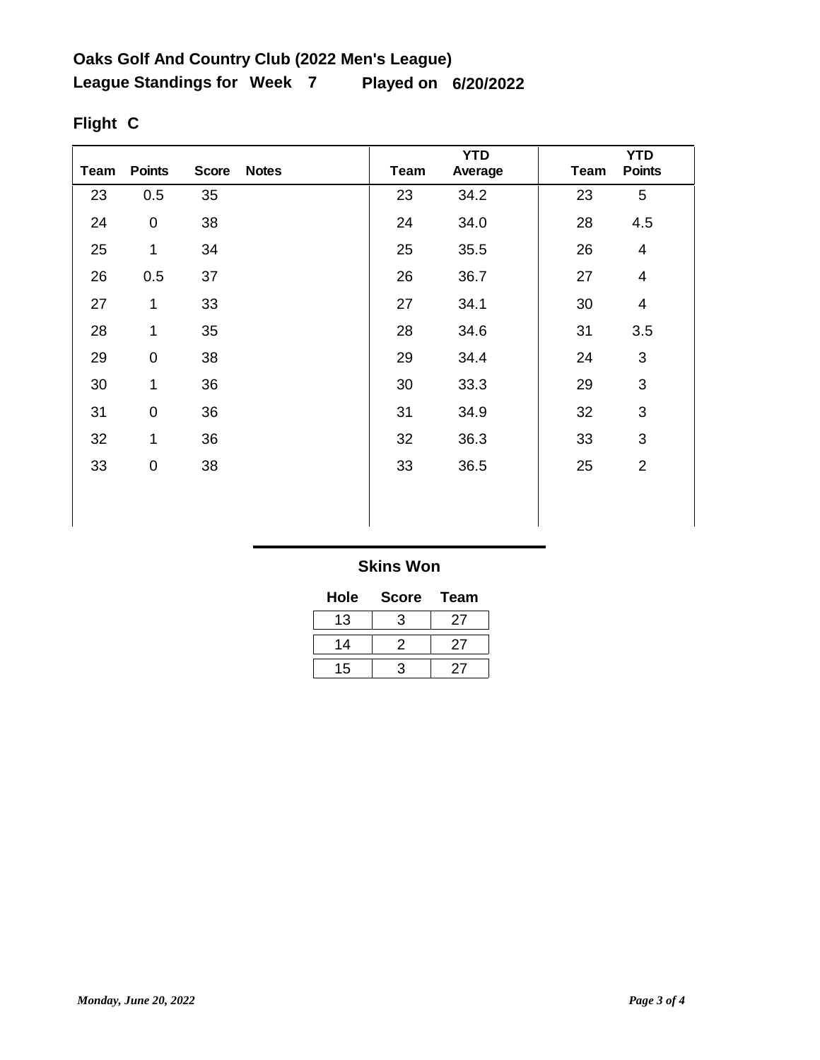## Oaks Golf And Country Club (2022 Men's League)

**League Standings for Week 7 Played on 6/20/2022**

### Flight C

| Team | Points | Score | Notes | Team | YTD Average | Team | YTD Points |
|---|---|---|---|---|---|---|---|
| 23 | 0.5 | 35 | | 23 | 34.2 | 23 | 5 |
| 24 | 0 | 38 | | 24 | 34.0 | 28 | 4.5 |
| 25 | 1 | 34 | | 25 | 35.5 | 26 | 4 |
| 26 | 0.5 | 37 | | 26 | 36.7 | 27 | 4 |
| 27 | 1 | 33 | | 27 | 34.1 | 30 | 4 |
| 28 | 1 | 35 | | 28 | 34.6 | 31 | 3.5 |
| 29 | 0 | 38 | | 29 | 34.4 | 24 | 3 |
| 30 | 1 | 36 | | 30 | 33.3 | 29 | 3 |
| 31 | 0 | 36 | | 31 | 34.9 | 32 | 3 |
| 32 | 1 | 36 | | 32 | 36.3 | 33 | 3 |
| 33 | 0 | 38 | | 33 | 36.5 | 25 | 2 |

### Skins Won

| Hole | Score | Team |
|---|---|---|
| 13 | 3 | 27 |
| 14 | 2 | 27 |
| 15 | 3 | 27 |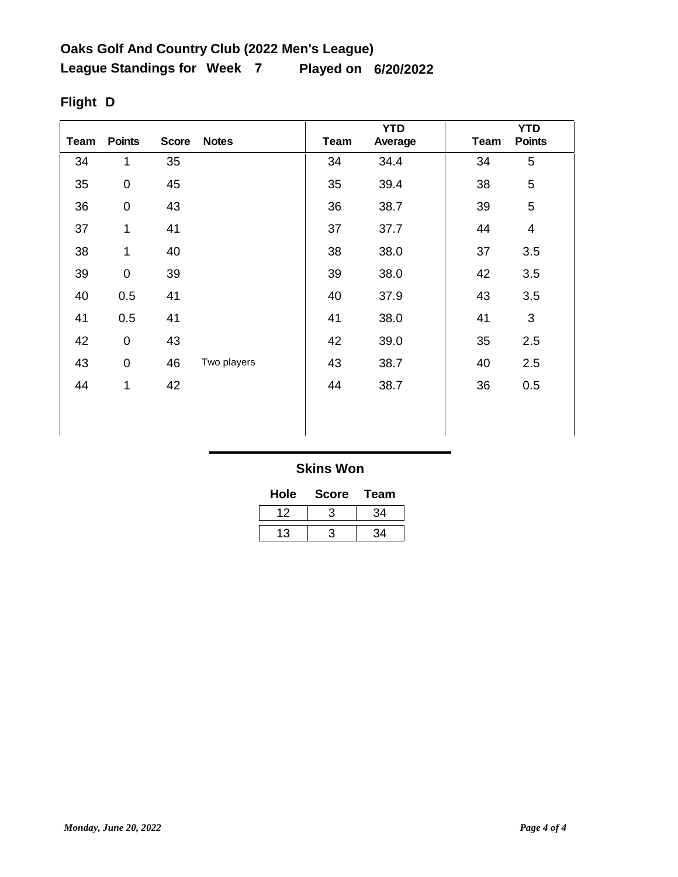## Oaks Golf And Country Club (2022 Men's League)

## League Standings for Week 7 Played on 6/20/2022

### Flight D

| Team | Points | Score | Notes | Team | YTD Average | Team | YTD Points |
|---|---|---|---|---|---|---|---|
| 34 | 1 | 35 | | 34 | 34.4 | 34 | 5 |
| 35 | 0 | 45 | | 35 | 39.4 | 38 | 5 |
| 36 | 0 | 43 | | 36 | 38.7 | 39 | 5 |
| 37 | 1 | 41 | | 37 | 37.7 | 44 | 4 |
| 38 | 1 | 40 | | 38 | 38.0 | 37 | 3.5 |
| 39 | 0 | 39 | | 39 | 38.0 | 42 | 3.5 |
| 40 | 0.5 | 41 | | 40 | 37.9 | 43 | 3.5 |
| 41 | 0.5 | 41 | | 41 | 38.0 | 41 | 3 |
| 42 | 0 | 43 | | 42 | 39.0 | 35 | 2.5 |
| 43 | 0 | 46 | Two players | 43 | 38.7 | 40 | 2.5 |
| 44 | 1 | 42 | | 44 | 38.7 | 36 | 0.5 |

### Skins Won

| Hole | Score | Team |
|---|---|---|
| 12 | 3 | 34 |
| 13 | 3 | 34 |

*Monday, June 20, 2022*